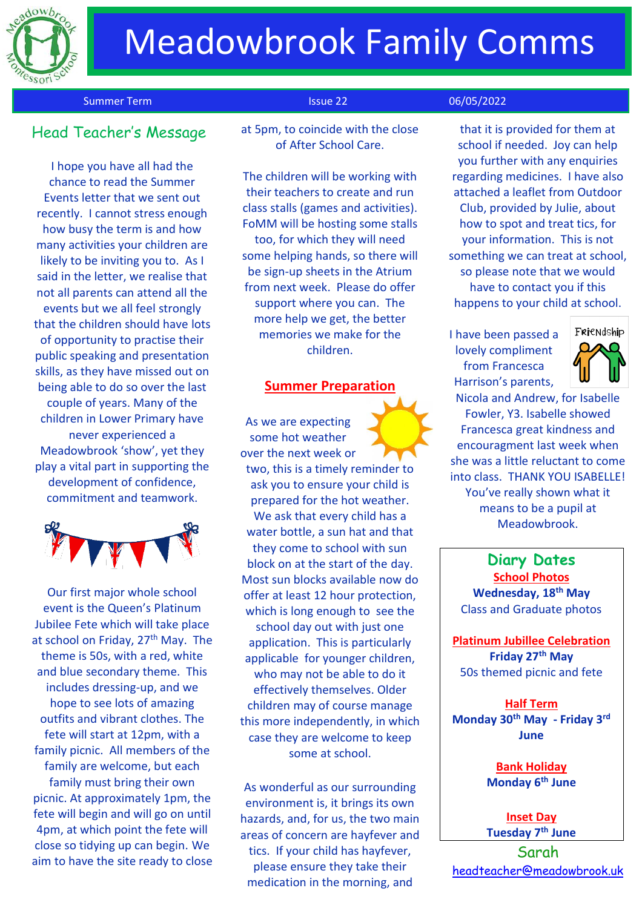# Meadowbrook Family Comms

Summer Term | Issue 22 | 06/05/2022

## Head Teacher's Message

I hope you have all had the chance to read the Summer Events letter that we sent out recently. I cannot stress enough how busy the term is and how many activities your children are likely to be inviting you to. As I said in the letter, we realise that not all parents can attend all the events but we all feel strongly that the children should have lots of opportunity to practise their public speaking and presentation skills, as they have missed out on being able to do so over the last couple of years. Many of the children in Lower Primary have never experienced a Meadowbrook 'show', yet they play a vital part in supporting the development of confidence, commitment and teamwork.

Our first major whole school event is the Queen's Platinum Jubilee Fete which will take place at school on Friday, 27th May. The theme is 50s, with a red, white and blue secondary theme. This includes dressing-up, and we hope to see lots of amazing outfits and vibrant clothes. The fete will start at 12pm, with a family picnic. All members of the family are welcome, but each family must bring their own picnic. At approximately 1pm, the fete will begin and will go on until 4pm, at which point the fete will close so tidying up can begin. We aim to have the site ready to close at 5pm, to coincide with the close of After School Care.

The children will be working with their teachers to create and run class stalls (games and activities). FoMM will be hosting some stalls too, for which they will need some helping hands, so there will be sign-up sheets in the Atrium from next week. Please do offer support where you can. The more help we get, the better memories we make for the children.

## Summer Preparation

As we are expecting some hot weather over the next week or two, this is a timely reminder to ask you to ensure your child is prepared for the hot weather. We ask that every child has a water bottle, a sun hat and that they come to school with sun block on at the start of the day. Most sun blocks available now do offer at least 12 hour protection, which is long enough to see the school day out with just one application. This is particularly applicable for younger children, who may not be able to do it effectively themselves. Older children may of course manage this more independently, in which case they are welcome to keep some at school.

As wonderful as our surrounding environment is, it brings its own hazards, and, for us, the two main areas of concern are hayfever and tics. If your child has hayfever, please ensure they take their medication in the morning, and that it is provided for them at school if needed. Joy can help you further with any enquiries regarding medicines. I have also attached a leaflet from Outdoor Club, provided by Julie, about how to spot and treat tics, for your information. This is not something we can treat at school, so please note that we would have to contact you if this happens to your child at school.

I have been passed a lovely compliment from Francesca Harrison's parents, Nicola and Andrew, for Isabelle Fowler, Y3. Isabelle showed Francesca great kindness and encouragment last week when she was a little reluctant to come into class. THANK YOU ISABELLE! You've really shown what it means to be a pupil at Meadowbrook.

## Diary Dates

**School Photos**
**Wednesday, 18th May**
Class and Graduate photos

**Platinum Jubillee Celebration**
**Friday 27th May**
50s themed picnic and fete

**Half Term**
**Monday 30th May - Friday 3rd June**

**Bank Holiday**
**Monday 6th June**

**Inset Day**
**Tuesday 7th June**

Sarah
headteacher@meadowbrook.uk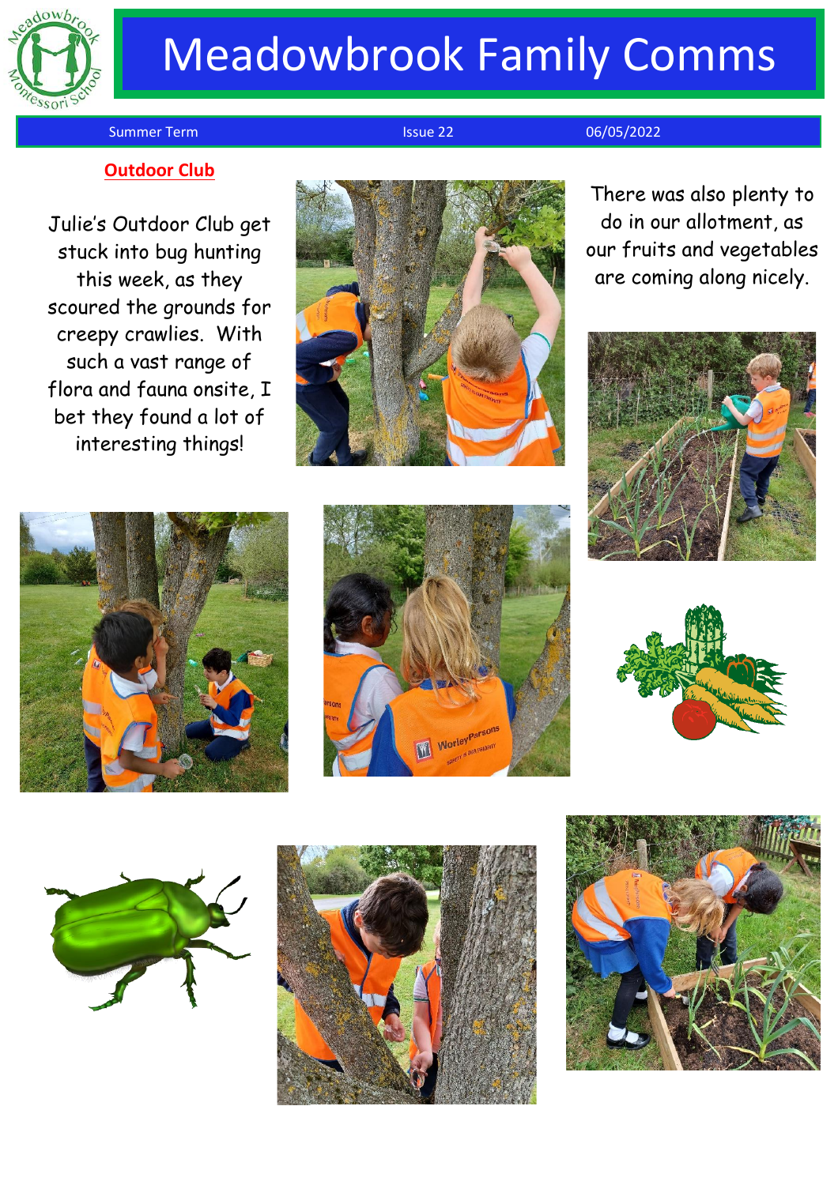# Meadowbrook Family Comms

Summer Term | Issue 22 | 06/05/2022

## Outdoor Club

Julie's Outdoor Club get stuck into bug hunting this week, as they scoured the grounds for creepy crawlies. With such a vast range of flora and fauna onsite, I bet they found a lot of interesting things!

There was also plenty to do in our allotment, as our fruits and vegetables are coming along nicely.